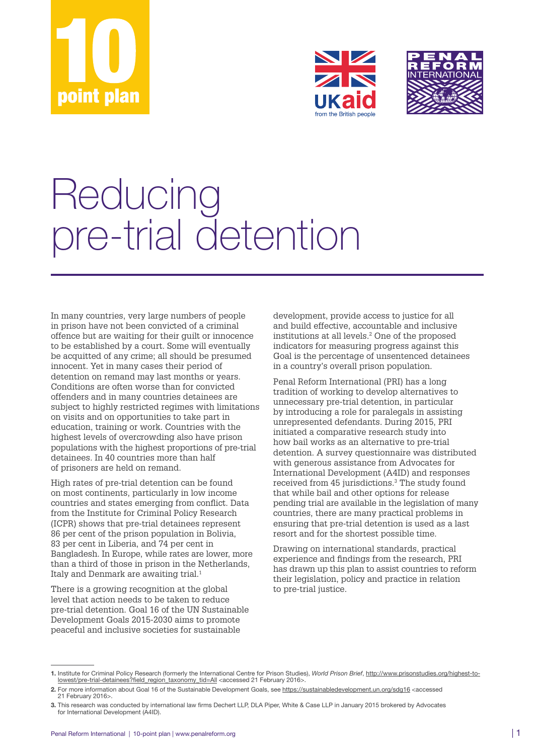# 10 point plan

# Reducing pre-trial detention

In many countries, very large numbers of people in prison have not been convicted of a criminal offence but are waiting for their guilt or innocence to be established by a court. Some will eventually be acquitted of any crime; all should be presumed innocent. Yet in many cases their period of detention on remand may last months or years. Conditions are often worse than for convicted offenders and in many countries detainees are subject to highly restricted regimes with limitations on visits and on opportunities to take part in education, training or work. Countries with the highest levels of overcrowding also have prison populations with the highest proportions of pre-trial detainees. In 40 countries more than half of prisoners are held on remand.

High rates of pre-trial detention can be found on most continents, particularly in low income countries and states emerging from conflict. Data from the Institute for Criminal Policy Research (ICPR) shows that pre-trial detainees represent 86 per cent of the prison population in Bolivia, 83 per cent in Liberia, and 74 per cent in Bangladesh. In Europe, while rates are lower, more than a third of those in prison in the Netherlands, Italy and Denmark are awaiting trial.[1]

There is a growing recognition at the global level that action needs to be taken to reduce pre-trial detention. Goal 16 of the UN Sustainable Development Goals 2015-2030 aims to promote peaceful and inclusive societies for sustainable development, provide access to justice for all and build effective, accountable and inclusive institutions at all levels.[2] One of the proposed indicators for measuring progress against this Goal is the percentage of unsentenced detainees in a country's overall prison population.

Penal Reform International (PRI) has a long tradition of working to develop alternatives to unnecessary pre-trial detention, in particular by introducing a role for paralegals in assisting unrepresented defendants. During 2015, PRI initiated a comparative research study into how bail works as an alternative to pre-trial detention. A survey questionnaire was distributed with generous assistance from Advocates for International Development (A4ID) and responses received from 45 jurisdictions.[3] The study found that while bail and other options for release pending trial are available in the legislation of many countries, there are many practical problems in ensuring that pre-trial detention is used as a last resort and for the shortest possible time.

Drawing on international standards, practical experience and findings from the research, PRI has drawn up this plan to assist countries to reform their legislation, policy and practice in relation to pre-trial justice.

---

**1.** Institute for Criminal Policy Research (formerly the International Centre for Prison Studies), *World Prison Brief*, http://www.prisonstudies.org/highest-to-lowest/pre-trial-detainees?field_region_taxonomy_tid=All <accessed 21 February 2016>.

**2.** For more information about Goal 16 of the Sustainable Development Goals, see https://sustainabledevelopment.un.org/sdg16 <accessed 21 February 2016>.

**3.** This research was conducted by international law firms Dechert LLP, DLA Piper, White & Case LLP in January 2015 brokered by Advocates for International Development (A4ID).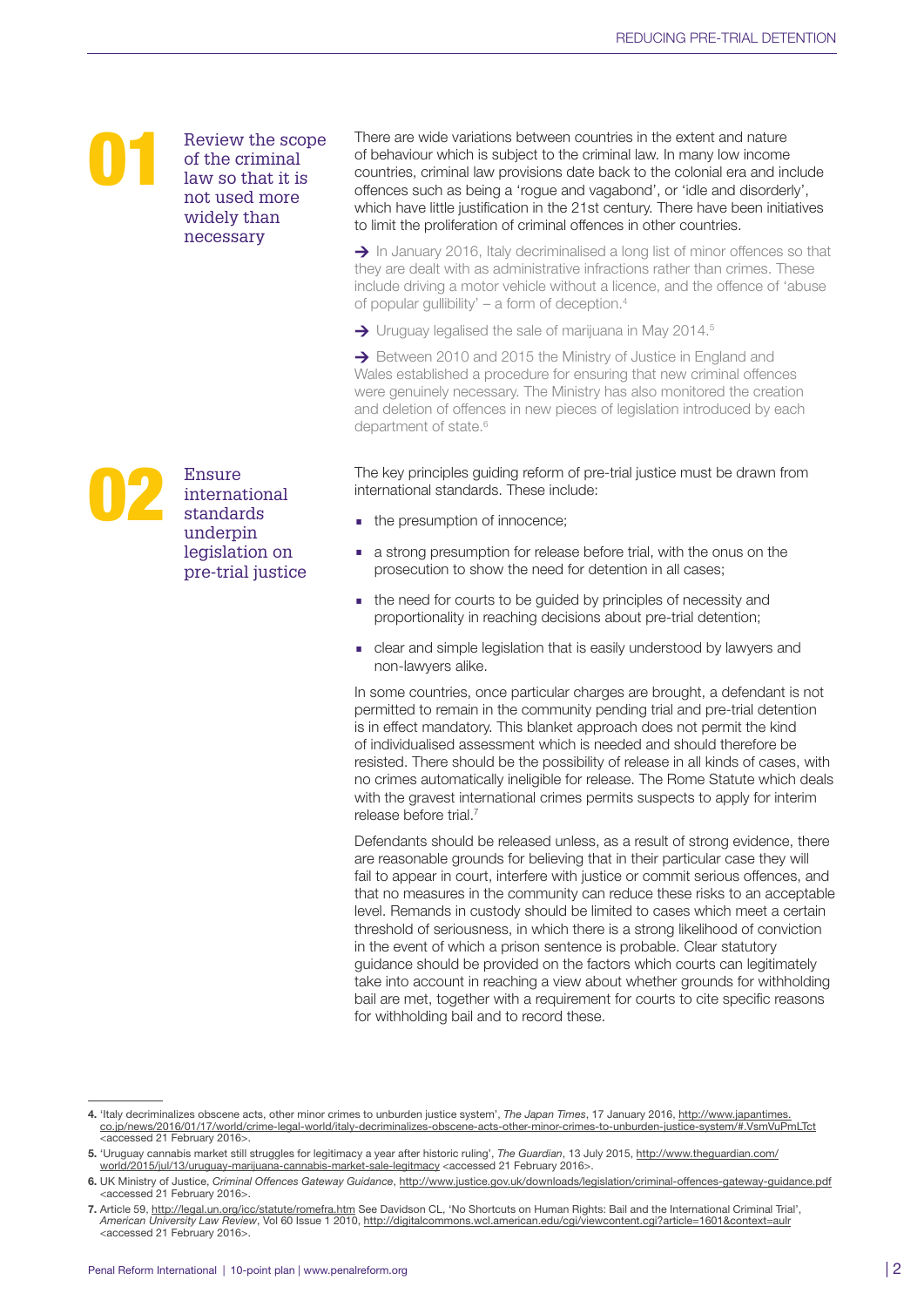## 01 Review the scope of the criminal law so that it is not used more widely than necessary

There are wide variations between countries in the extent and nature of behaviour which is subject to the criminal law. In many low income countries, criminal law provisions date back to the colonial era and include offences such as being a 'rogue and vagabond', or 'idle and disorderly', which have little justification in the 21st century. There have been initiatives to limit the proliferation of criminal offences in other countries.

→ In January 2016, Italy decriminalised a long list of minor offences so that they are dealt with as administrative infractions rather than crimes. These include driving a motor vehicle without a licence, and the offence of 'abuse of popular gullibility' – a form of deception.[4]

→ Uruguay legalised the sale of marijuana in May 2014.[5]

→ Between 2010 and 2015 the Ministry of Justice in England and Wales established a procedure for ensuring that new criminal offences were genuinely necessary. The Ministry has also monitored the creation and deletion of offences in new pieces of legislation introduced by each department of state.[6]

## 02 Ensure international standards underpin legislation on pre-trial justice

The key principles guiding reform of pre-trial justice must be drawn from international standards. These include:

- the presumption of innocence;
- a strong presumption for release before trial, with the onus on the prosecution to show the need for detention in all cases;
- the need for courts to be guided by principles of necessity and proportionality in reaching decisions about pre-trial detention;
- clear and simple legislation that is easily understood by lawyers and non-lawyers alike.

In some countries, once particular charges are brought, a defendant is not permitted to remain in the community pending trial and pre-trial detention is in effect mandatory. This blanket approach does not permit the kind of individualised assessment which is needed and should therefore be resisted. There should be the possibility of release in all kinds of cases, with no crimes automatically ineligible for release. The Rome Statute which deals with the gravest international crimes permits suspects to apply for interim release before trial.[7]

Defendants should be released unless, as a result of strong evidence, there are reasonable grounds for believing that in their particular case they will fail to appear in court, interfere with justice or commit serious offences, and that no measures in the community can reduce these risks to an acceptable level. Remands in custody should be limited to cases which meet a certain threshold of seriousness, in which there is a strong likelihood of conviction in the event of which a prison sentence is probable. Clear statutory guidance should be provided on the factors which courts can legitimately take into account in reaching a view about whether grounds for withholding bail are met, together with a requirement for courts to cite specific reasons for withholding bail and to record these.

---

**4.** 'Italy decriminalizes obscene acts, other minor crimes to unburden justice system', *The Japan Times*, 17 January 2016, http://www.japantimes.co.jp/news/2016/01/17/world/crime-legal-world/italy-decriminalizes-obscene-acts-other-minor-crimes-to-unburden-justice-system/#.VsmVuPmLTct <accessed 21 February 2016>.

**5.** 'Uruguay cannabis market still struggles for legitimacy a year after historic ruling', *The Guardian*, 13 July 2015, http://www.theguardian.com/world/2015/jul/13/uruguay-marijuana-cannabis-market-sale-legitmacy <accessed 21 February 2016>.

**6.** UK Ministry of Justice, *Criminal Offences Gateway Guidance*, http://www.justice.gov.uk/downloads/legislation/criminal-offences-gateway-guidance.pdf <accessed 21 February 2016>.

**7.** Article 59, http://legal.un.org/icc/statute/romefra.htm See Davidson CL, 'No Shortcuts on Human Rights: Bail and the International Criminal Trial', *American University Law Review*, Vol 60 Issue 1 2010, http://digitalcommons.wcl.american.edu/cgi/viewcontent.cgi?article=1601&context=aulr <accessed 21 February 2016>.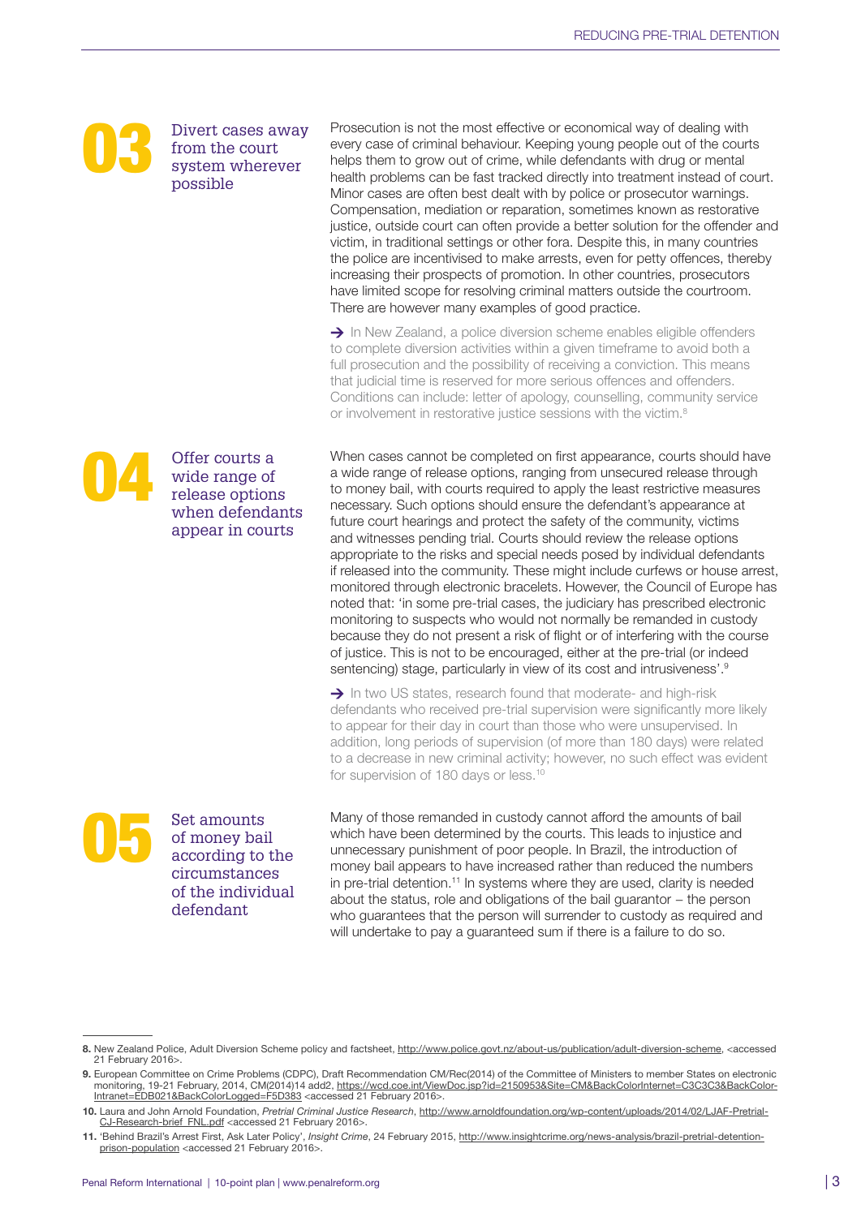## 03 Divert cases away from the court system wherever possible

Prosecution is not the most effective or economical way of dealing with every case of criminal behaviour. Keeping young people out of the courts helps them to grow out of crime, while defendants with drug or mental health problems can be fast tracked directly into treatment instead of court. Minor cases are often best dealt with by police or prosecutor warnings. Compensation, mediation or reparation, sometimes known as restorative justice, outside court can often provide a better solution for the offender and victim, in traditional settings or other fora. Despite this, in many countries the police are incentivised to make arrests, even for petty offences, thereby increasing their prospects of promotion. In other countries, prosecutors have limited scope for resolving criminal matters outside the courtroom. There are however many examples of good practice.

→ In New Zealand, a police diversion scheme enables eligible offenders to complete diversion activities within a given timeframe to avoid both a full prosecution and the possibility of receiving a conviction. This means that judicial time is reserved for more serious offences and offenders. Conditions can include: letter of apology, counselling, community service or involvement in restorative justice sessions with the victim.[8]

## 04 Offer courts a wide range of release options when defendants appear in courts

When cases cannot be completed on first appearance, courts should have a wide range of release options, ranging from unsecured release through to money bail, with courts required to apply the least restrictive measures necessary. Such options should ensure the defendant's appearance at future court hearings and protect the safety of the community, victims and witnesses pending trial. Courts should review the release options appropriate to the risks and special needs posed by individual defendants if released into the community. These might include curfews or house arrest, monitored through electronic bracelets. However, the Council of Europe has noted that: 'in some pre-trial cases, the judiciary has prescribed electronic monitoring to suspects who would not normally be remanded in custody because they do not present a risk of flight or of interfering with the course of justice. This is not to be encouraged, either at the pre-trial (or indeed sentencing) stage, particularly in view of its cost and intrusiveness'.[9]

→ In two US states, research found that moderate- and high-risk defendants who received pre-trial supervision were significantly more likely to appear for their day in court than those who were unsupervised. In addition, long periods of supervision (of more than 180 days) were related to a decrease in new criminal activity; however, no such effect was evident for supervision of 180 days or less.[10]

## 05 Set amounts of money bail according to the circumstances of the individual defendant

Many of those remanded in custody cannot afford the amounts of bail which have been determined by the courts. This leads to injustice and unnecessary punishment of poor people. In Brazil, the introduction of money bail appears to have increased rather than reduced the numbers in pre-trial detention.[11] In systems where they are used, clarity is needed about the status, role and obligations of the bail guarantor – the person who guarantees that the person will surrender to custody as required and will undertake to pay a guaranteed sum if there is a failure to do so.

---

**8.** New Zealand Police, Adult Diversion Scheme policy and factsheet, http://www.police.govt.nz/about-us/publication/adult-diversion-scheme, <accessed 21 February 2016>.

**9.** European Committee on Crime Problems (CDPC), Draft Recommendation CM/Rec(2014) of the Committee of Ministers to member States on electronic monitoring, 19-21 February, 2014, CM(2014)14 add2, https://wcd.coe.int/ViewDoc.jsp?id=2150953&Site=CM&BackColorInternet=C3C3C3&BackColorIntranet=EDB021&BackColorLogged=F5D383 <accessed 21 February 2016>.

**10.** Laura and John Arnold Foundation, *Pretrial Criminal Justice Research*, http://www.arnoldfoundation.org/wp-content/uploads/2014/02/LJAF-Pretrial-CJ-Research-brief_FNL.pdf <accessed 21 February 2016>.

**11.** 'Behind Brazil's Arrest First, Ask Later Policy', *Insight Crime*, 24 February 2015, http://www.insightcrime.org/news-analysis/brazil-pretrial-detention-prison-population <accessed 21 February 2016>.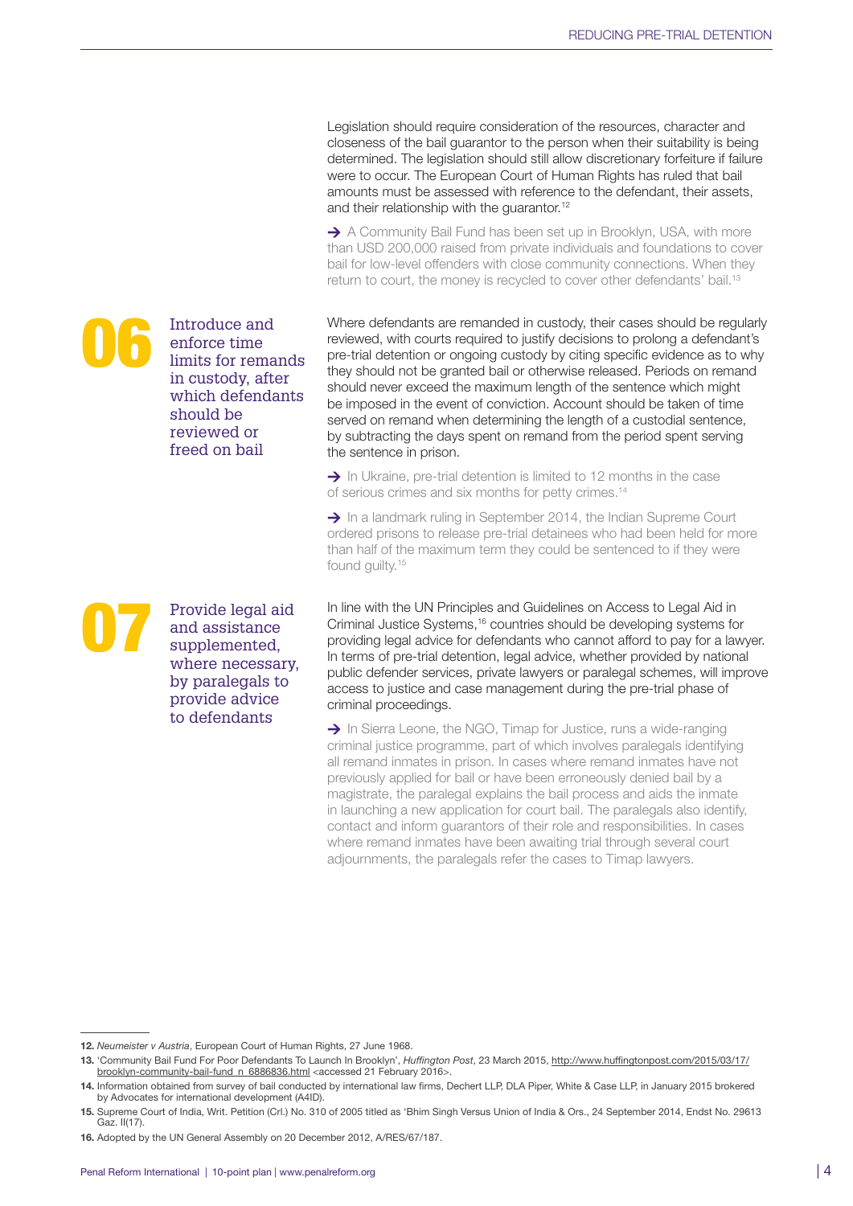Legislation should require consideration of the resources, character and closeness of the bail guarantor to the person when their suitability is being determined. The legislation should still allow discretionary forfeiture if failure were to occur. The European Court of Human Rights has ruled that bail amounts must be assessed with reference to the defendant, their assets, and their relationship with the guarantor.[12]

→ A Community Bail Fund has been set up in Brooklyn, USA, with more than USD 200,000 raised from private individuals and foundations to cover bail for low-level offenders with close community connections. When they return to court, the money is recycled to cover other defendants' bail.[13]

## 06 Introduce and enforce time limits for remands in custody, after which defendants should be reviewed or freed on bail

Where defendants are remanded in custody, their cases should be regularly reviewed, with courts required to justify decisions to prolong a defendant's pre-trial detention or ongoing custody by citing specific evidence as to why they should not be granted bail or otherwise released. Periods on remand should never exceed the maximum length of the sentence which might be imposed in the event of conviction. Account should be taken of time served on remand when determining the length of a custodial sentence, by subtracting the days spent on remand from the period spent serving the sentence in prison.

→ In Ukraine, pre-trial detention is limited to 12 months in the case of serious crimes and six months for petty crimes.[14]

→ In a landmark ruling in September 2014, the Indian Supreme Court ordered prisons to release pre-trial detainees who had been held for more than half of the maximum term they could be sentenced to if they were found guilty.[15]

## 07 Provide legal aid and assistance supplemented, where necessary, by paralegals to provide advice to defendants

In line with the UN Principles and Guidelines on Access to Legal Aid in Criminal Justice Systems,[16] countries should be developing systems for providing legal advice for defendants who cannot afford to pay for a lawyer. In terms of pre-trial detention, legal advice, whether provided by national public defender services, private lawyers or paralegal schemes, will improve access to justice and case management during the pre-trial phase of criminal proceedings.

→ In Sierra Leone, the NGO, Timap for Justice, runs a wide-ranging criminal justice programme, part of which involves paralegals identifying all remand inmates in prison. In cases where remand inmates have not previously applied for bail or have been erroneously denied bail by a magistrate, the paralegal explains the bail process and aids the inmate in launching a new application for court bail. The paralegals also identify, contact and inform guarantors of their role and responsibilities. In cases where remand inmates have been awaiting trial through several court adjournments, the paralegals refer the cases to Timap lawyers.

---

**12.** *Neumeister v Austria*, European Court of Human Rights, 27 June 1968.

**13.** 'Community Bail Fund For Poor Defendants To Launch In Brooklyn', *Huffington Post*, 23 March 2015, http://www.huffingtonpost.com/2015/03/17/brooklyn-community-bail-fund_n_6886836.html <accessed 21 February 2016>.

**14.** Information obtained from survey of bail conducted by international law firms, Dechert LLP, DLA Piper, White & Case LLP, in January 2015 brokered by Advocates for international development (A4ID).

**15.** Supreme Court of India, Writ. Petition (Crl.) No. 310 of 2005 titled as 'Bhim Singh Versus Union of India & Ors., 24 September 2014, Endst No. 29613 Gaz. II(17).

**16.** Adopted by the UN General Assembly on 20 December 2012, A/RES/67/187.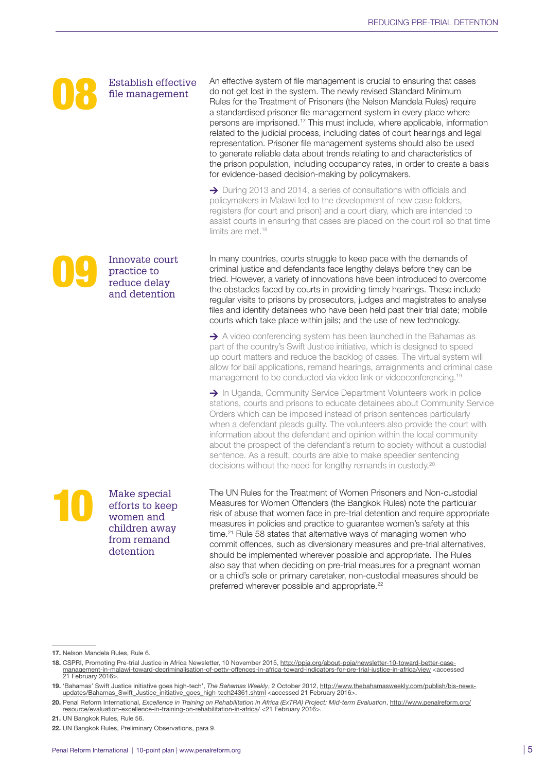## 08 Establish effective file management

An effective system of file management is crucial to ensuring that cases do not get lost in the system. The newly revised Standard Minimum Rules for the Treatment of Prisoners (the Nelson Mandela Rules) require a standardised prisoner file management system in every place where persons are imprisoned.[17] This must include, where applicable, information related to the judicial process, including dates of court hearings and legal representation. Prisoner file management systems should also be used to generate reliable data about trends relating to and characteristics of the prison population, including occupancy rates, in order to create a basis for evidence-based decision-making by policymakers.

→ During 2013 and 2014, a series of consultations with officials and policymakers in Malawi led to the development of new case folders, registers (for court and prison) and a court diary, which are intended to assist courts in ensuring that cases are placed on the court roll so that time limits are met.[18]

## 09 Innovate court practice to reduce delay and detention

In many countries, courts struggle to keep pace with the demands of criminal justice and defendants face lengthy delays before they can be tried. However, a variety of innovations have been introduced to overcome the obstacles faced by courts in providing timely hearings. These include regular visits to prisons by prosecutors, judges and magistrates to analyse files and identify detainees who have been held past their trial date; mobile courts which take place within jails; and the use of new technology.

→ A video conferencing system has been launched in the Bahamas as part of the country's Swift Justice initiative, which is designed to speed up court matters and reduce the backlog of cases. The virtual system will allow for bail applications, remand hearings, arraignments and criminal case management to be conducted via video link or videoconferencing.[19]

→ In Uganda, Community Service Department Volunteers work in police stations, courts and prisons to educate detainees about Community Service Orders which can be imposed instead of prison sentences particularly when a defendant pleads guilty. The volunteers also provide the court with information about the defendant and opinion within the local community about the prospect of the defendant's return to society without a custodial sentence. As a result, courts are able to make speedier sentencing decisions without the need for lengthy remands in custody.[20]

## 10 Make special efforts to keep women and children away from remand detention

The UN Rules for the Treatment of Women Prisoners and Non-custodial Measures for Women Offenders (the Bangkok Rules) note the particular risk of abuse that women face in pre-trial detention and require appropriate measures in policies and practice to guarantee women's safety at this time.[21] Rule 58 states that alternative ways of managing women who commit offences, such as diversionary measures and pre-trial alternatives, should be implemented wherever possible and appropriate. The Rules also say that when deciding on pre-trial measures for a pregnant woman or a child's sole or primary caretaker, non-custodial measures should be preferred wherever possible and appropriate.[22]

---

**17.** Nelson Mandela Rules, Rule 6.

**18.** CSPRI, Promoting Pre-trial Justice in Africa Newsletter, 10 November 2015, http://ppja.org/about-ppja/newsletter-10-toward-better-case-management-in-malawi-toward-decriminalisation-of-petty-offences-in-africa-toward-indicators-for-pre-trial-justice-in-africa/view <accessed 21 February 2016>.

**19.** 'Bahamas' Swift Justice initiative goes high-tech', *The Bahamas Weekly*, 2 October 2012, http://www.thebahamasweekly.com/publish/bis-news-updates/Bahamas_Swift_Justice_initiative_goes_high-tech24361.shtml <accessed 21 February 2016>.

**20.** Penal Reform International, *Excellence in Training on Rehabilitation in Africa (ExTRA) Project: Mid-term Evaluation*, http://www.penalreform.org/resource/evaluation-excellence-in-training-on-rehabilitation-in-africa/ <21 February 2016>.

**21.** UN Bangkok Rules, Rule 56.

**22.** UN Bangkok Rules, Preliminary Observations, para 9.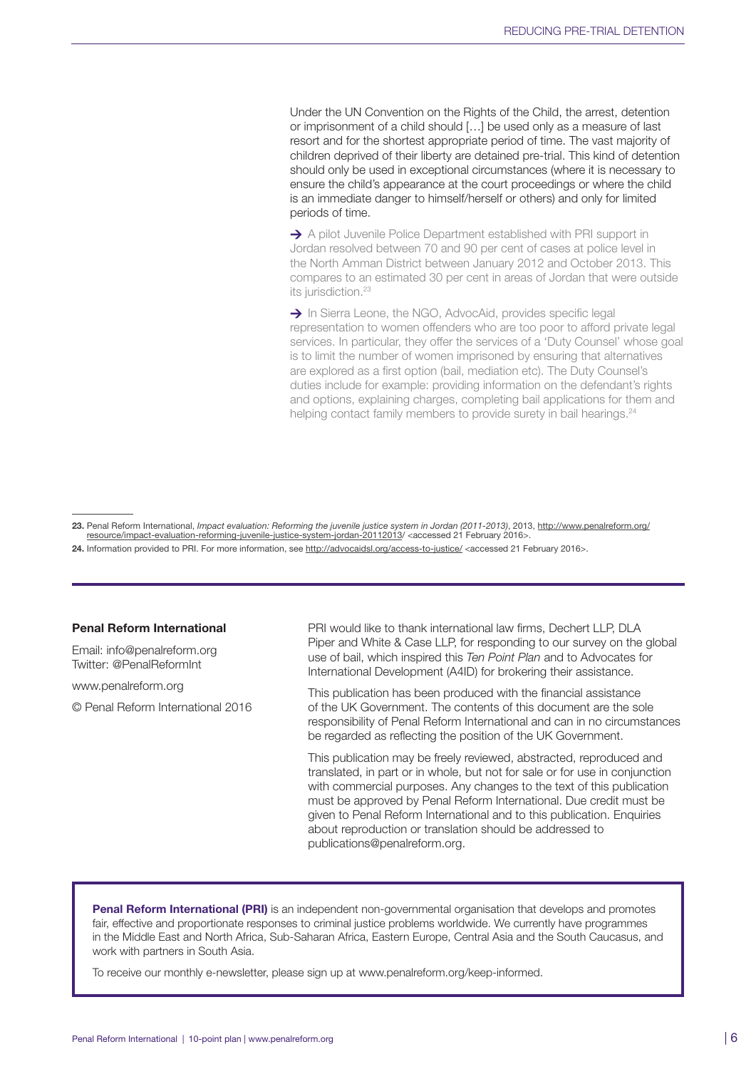Under the UN Convention on the Rights of the Child, the arrest, detention or imprisonment of a child should […] be used only as a measure of last resort and for the shortest appropriate period of time. The vast majority of children deprived of their liberty are detained pre-trial. This kind of detention should only be used in exceptional circumstances (where it is necessary to ensure the child's appearance at the court proceedings or where the child is an immediate danger to himself/herself or others) and only for limited periods of time.

→ A pilot Juvenile Police Department established with PRI support in Jordan resolved between 70 and 90 per cent of cases at police level in the North Amman District between January 2012 and October 2013. This compares to an estimated 30 per cent in areas of Jordan that were outside its jurisdiction.[23]

→ In Sierra Leone, the NGO, AdvocAid, provides specific legal representation to women offenders who are too poor to afford private legal services. In particular, they offer the services of a 'Duty Counsel' whose goal is to limit the number of women imprisoned by ensuring that alternatives are explored as a first option (bail, mediation etc). The Duty Counsel's duties include for example: providing information on the defendant's rights and options, explaining charges, completing bail applications for them and helping contact family members to provide surety in bail hearings.[24]

---

**23.** Penal Reform International, *Impact evaluation: Reforming the juvenile justice system in Jordan (2011-2013)*, 2013, http://www.penalreform.org/resource/impact-evaluation-reforming-juvenile-justice-system-jordan-20112013/ <accessed 21 February 2016>.

**24.** Information provided to PRI. For more information, see http://advocaidsl.org/access-to-justice/ <accessed 21 February 2016>.

---

**Penal Reform International**

Email: info@penalreform.org
Twitter: @PenalReformInt

www.penalreform.org

© Penal Reform International 2016

PRI would like to thank international law firms, Dechert LLP, DLA Piper and White & Case LLP, for responding to our survey on the global use of bail, which inspired this *Ten Point Plan* and to Advocates for International Development (A4ID) for brokering their assistance.

This publication has been produced with the financial assistance of the UK Government. The contents of this document are the sole responsibility of Penal Reform International and can in no circumstances be regarded as reflecting the position of the UK Government.

This publication may be freely reviewed, abstracted, reproduced and translated, in part or in whole, but not for sale or for use in conjunction with commercial purposes. Any changes to the text of this publication must be approved by Penal Reform International. Due credit must be given to Penal Reform International and to this publication. Enquiries about reproduction or translation should be addressed to publications@penalreform.org.

**Penal Reform International (PRI)** is an independent non-governmental organisation that develops and promotes fair, effective and proportionate responses to criminal justice problems worldwide. We currently have programmes in the Middle East and North Africa, Sub-Saharan Africa, Eastern Europe, Central Asia and the South Caucasus, and work with partners in South Asia.

To receive our monthly e-newsletter, please sign up at www.penalreform.org/keep-informed.